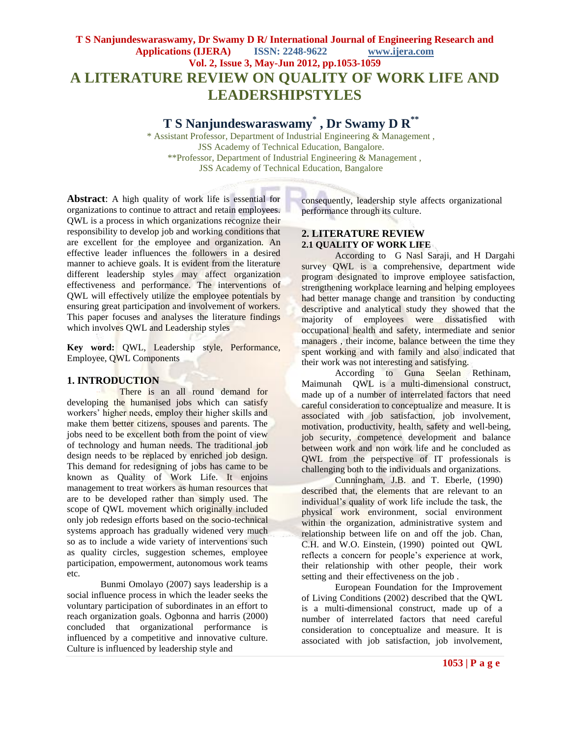# A LITERATURE REVIEW ON QUALITY OF WORK LIFE AND LEADERSHIPSTYLES

## T S Nanjundeswaraswamy[*], Dr Swamy D R[**]

[*] Assistant Professor, Department of Industrial Engineering & Management, JSS Academy of Technical Education, Bangalore.
[**] Professor, Department of Industrial Engineering & Management, JSS Academy of Technical Education, Bangalore

**Abstract**: A high quality of work life is essential for organizations to continue to attract and retain employees. QWL is a process in which organizations recognize their responsibility to develop job and working conditions that are excellent for the employee and organization. An effective leader influences the followers in a desired manner to achieve goals. It is evident from the literature different leadership styles may affect organization effectiveness and performance. The interventions of QWL will effectively utilize the employee potentials by ensuring great participation and involvement of workers. This paper focuses and analyses the literature findings which involves QWL and Leadership styles

**Key word:** QWL, Leadership style, Performance, Employee, QWL Components

## 1. INTRODUCTION

There is an all round demand for developing the humanised jobs which can satisfy workers' higher needs, employ their higher skills and make them better citizens, spouses and parents. The jobs need to be excellent both from the point of view of technology and human needs. The traditional job design needs to be replaced by enriched job design. This demand for redesigning of jobs has came to be known as Quality of Work Life. It enjoins management to treat workers as human resources that are to be developed rather than simply used. The scope of QWL movement which originally included only job redesign efforts based on the socio-technical systems approach has gradually widened very much so as to include a wide variety of interventions such as quality circles, suggestion schemes, employee participation, empowerment, autonomous work teams etc.

Bunmi Omolayo (2007) says leadership is a social influence process in which the leader seeks the voluntary participation of subordinates in an effort to reach organization goals. Ogbonna and harris (2000) concluded that organizational performance is influenced by a competitive and innovative culture. Culture is influenced by leadership style and consequently, leadership style affects organizational performance through its culture.

## 2. LITERATURE REVIEW

### 2.1 QUALITY OF WORK LIFE

According to G Nasl Saraji, and H Dargahi survey QWL is a comprehensive, department wide program designated to improve employee satisfaction, strengthening workplace learning and helping employees had better manage change and transition by conducting descriptive and analytical study they showed that the majority of employees were dissatisfied with occupational health and safety, intermediate and senior managers , their income, balance between the time they spent working and with family and also indicated that their work was not interesting and satisfying.

According to Guna Seelan Rethinam, Maimunah QWL is a multi-dimensional construct, made up of a number of interrelated factors that need careful consideration to conceptualize and measure. It is associated with job satisfaction, job involvement, motivation, productivity, health, safety and well-being, job security, competence development and balance between work and non work life and he concluded as QWL from the perspective of IT professionals is challenging both to the individuals and organizations.

Cunningham, J.B. and T. Eberle, (1990) described that, the elements that are relevant to an individual's quality of work life include the task, the physical work environment, social environment within the organization, administrative system and relationship between life on and off the job. Chan, C.H. and W.O. Einstein, (1990) pointed out QWL reflects a concern for people's experience at work, their relationship with other people, their work setting and their effectiveness on the job .

European Foundation for the Improvement of Living Conditions (2002) described that the QWL is a multi-dimensional construct, made up of a number of interrelated factors that need careful consideration to conceptualize and measure. It is associated with job satisfaction, job involvement,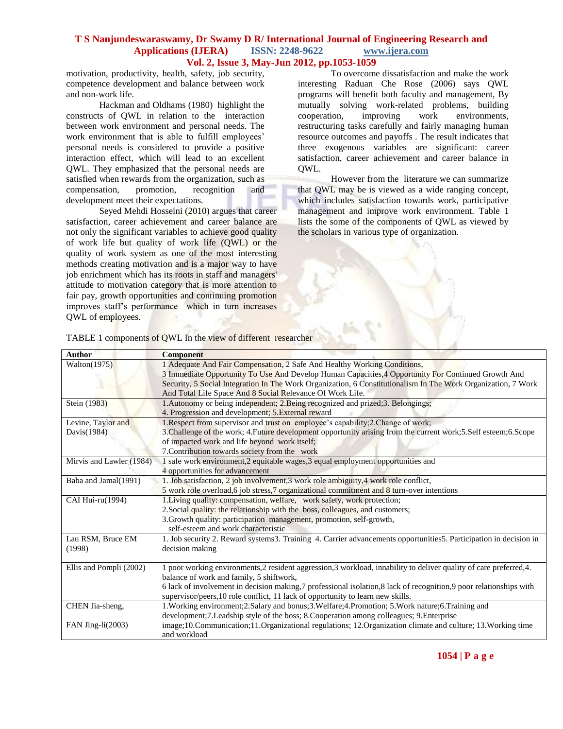motivation, productivity, health, safety, job security, competence development and balance between work and non-work life.

Hackman and Oldhams (1980) highlight the constructs of QWL in relation to the interaction between work environment and personal needs. The work environment that is able to fulfill employees' personal needs is considered to provide a positive interaction effect, which will lead to an excellent QWL. They emphasized that the personal needs are satisfied when rewards from the organization, such as compensation, promotion, recognition and development meet their expectations.

Seyed Mehdi Hosseini (2010) argues that career satisfaction, career achievement and career balance are not only the significant variables to achieve good quality of work life but quality of work life (QWL) or the quality of work system as one of the most interesting methods creating motivation and is a major way to have job enrichment which has its roots in staff and managers' attitude to motivation category that is more attention to fair pay, growth opportunities and continuing promotion improves staff's performance which in turn increases QWL of employees.

To overcome dissatisfaction and make the work interesting Raduan Che Rose (2006) says QWL programs will benefit both faculty and management, By mutually solving work-related problems, building cooperation, improving work environments, restructuring tasks carefully and fairly managing human resource outcomes and payoffs . The result indicates that three exogenous variables are significant: career satisfaction, career achievement and career balance in QWL.

However from the literature we can summarize that QWL may be is viewed as a wide ranging concept, which includes satisfaction towards work, participative management and improve work environment. Table 1 lists the some of the components of QWL as viewed by the scholars in various type of organization.

TABLE 1 components of QWL In the view of different researcher

| Author | Component |
| --- | --- |
| Walton(1975) | 1 Adequate And Fair Compensation, 2 Safe And Healthy Working Conditions, 3 Immediate Opportunity To Use And Develop Human Capacities,4 Opportunity For Continued Growth And Security, 5 Social Integration In The Work Organization, 6 Constitutionalism In The Work Organization, 7 Work And Total Life Space And 8 Social Relevance Of Work Life. |
| Stein (1983) | 1.Autonomy or being independent; 2.Being recognized and prized;3. Belongings; 4. Progression and development; 5.External reward |
| Levine, Taylor and Davis(1984) | 1.Respect from supervisor and trust on employee's capability;2.Change of work; 3.Challenge of the work; 4.Future development opportunity arising from the current work;5.Self esteem;6.Scope of impacted work and life beyond work itself; 7.Contribution towards society from the work |
| Mirvis and Lawler (1984) | 1 safe work environment,2 equitable wages,3 equal employment opportunities and 4 opportunities for advancement |
| Baba and Jamal(1991) | 1. Job satisfaction, 2 job involvement,3 work role ambiguity,4 work role conflict, 5 work role overload,6 job stress,7 organizational commitment and 8 turn-over intentions |
| CAI Hui-ru(1994) | 1.Living quality: compensation, welfare, work safety, work protection; 2.Social quality: the relationship with the boss, colleagues, and customers; 3.Growth quality: participation management, promotion, self-growth, self-esteem and work characteristic |
| Lau RSM, Bruce EM (1998) | 1. Job security 2. Reward systems3. Training 4. Carrier advancements opportunities5. Participation in decision in decision making |
| Ellis and Pompli (2002) | 1 poor working environments,2 resident aggression,3 workload, innability to deliver quality of care preferred,4. balance of work and family, 5 shiftwork, 6 lack of involvement in decision making,7 professional isolation,8 lack of recognition,9 poor relationships with supervisor/peers,10 role conflict, 11 lack of opportunity to learn new skills. |
| CHEN Jia-sheng, FAN Jing-li(2003) | 1.Working environment;2.Salary and bonus;3.Welfare;4.Promotion; 5.Work nature;6.Training and development;7.Leadship style of the boss; 8.Cooperation among colleagues; 9.Enterprise image;10.Communication;11.Organizational regulations; 12.Organization climate and culture; 13.Working time and workload |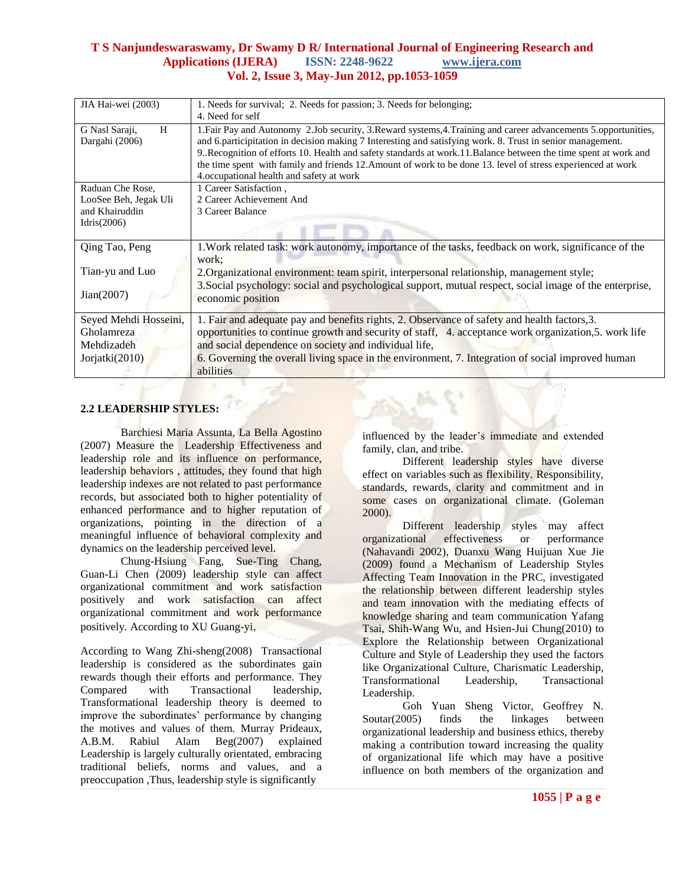| JIA Hai-wei (2003) | 1. Needs for survival; 2. Needs for passion; 3. Needs for belonging; 4. Need for self |
|---|---|
| G Nasl Saraji, H Dargahi (2006) | 1.Fair Pay and Autonomy 2.Job security, 3.Reward systems,4.Training and career advancements 5.opportunities, and 6.participitation in decision making 7 Interesting and satisfying work. 8. Trust in senior management. 9..Recognition of efforts 10. Health and safety standards at work.11.Balance between the time spent at work and the time spent with family and friends 12.Amount of work to be done 13. level of stress experienced at work 4.occupational health and safety at work |
| Raduan Che Rose, LooSee Beh, Jegak Uli and Khairuddin Idris(2006) | 1 Career Satisfaction , 2 Career Achievement And 3 Career Balance |
| Qing Tao, Peng Tian-yu and Luo Jian(2007) | 1.Work related task: work autonomy, importance of the tasks, feedback on work, significance of the work; 2.Organizational environment: team spirit, interpersonal relationship, management style; 3.Social psychology: social and psychological support, mutual respect, social image of the enterprise, economic position |
| Seyed Mehdi Hosseini, Gholamreza Mehdizadeh Jorjatki(2010) | 1. Fair and adequate pay and benefits rights, 2. Observance of safety and health factors,3. opportunities to continue growth and security of staff, 4. acceptance work organization,5. work life and social dependence on society and individual life, 6. Governing the overall living space in the environment, 7. Integration of social improved human abilities |

### 2.2 LEADERSHIP STYLES:

Barchiesi Maria Assunta, La Bella Agostino (2007) Measure the Leadership Effectiveness and leadership role and its influence on performance, leadership behaviors , attitudes, they found that high leadership indexes are not related to past performance records, but associated both to higher potentiality of enhanced performance and to higher reputation of organizations, pointing in the direction of a meaningful influence of behavioral complexity and dynamics on the leadership perceived level.

Chung-Hsiung Fang, Sue-Ting Chang, Guan-Li Chen (2009) leadership style can affect organizational commitment and work satisfaction positively and work satisfaction can affect organizational commitment and work performance positively. According to XU Guang-yi,

According to Wang Zhi-sheng(2008) Transactional leadership is considered as the subordinates gain rewards though their efforts and performance. They Compared with Transactional leadership, Transformational leadership theory is deemed to improve the subordinates' performance by changing the motives and values of them. Murray Prideaux, A.B.M. Rabiul Alam Beg(2007) explained Leadership is largely culturally orientated, embracing traditional beliefs, norms and values, and a preoccupation ,Thus, leadership style is significantly influenced by the leader's immediate and extended family, clan, and tribe.

Different leadership styles have diverse effect on variables such as flexibility. Responsibility, standards, rewards, clarity and commitment and in some cases on organizational climate. (Goleman 2000).

Different leadership styles may affect organizational effectiveness or performance (Nahavandi 2002), Duanxu Wang Huijuan Xue Jie (2009) found a Mechanism of Leadership Styles Affecting Team Innovation in the PRC, investigated the relationship between different leadership styles and team innovation with the mediating effects of knowledge sharing and team communication Yafang Tsai, Shih-Wang Wu, and Hsien-Jui Chung(2010) to Explore the Relationship between Organizational Culture and Style of Leadership they used the factors like Organizational Culture, Charismatic Leadership, Transformational Leadership, Transactional Leadership.

Goh Yuan Sheng Victor, Geoffrey N. Soutar(2005) finds the linkages between organizational leadership and business ethics, thereby making a contribution toward increasing the quality of organizational life which may have a positive influence on both members of the organization and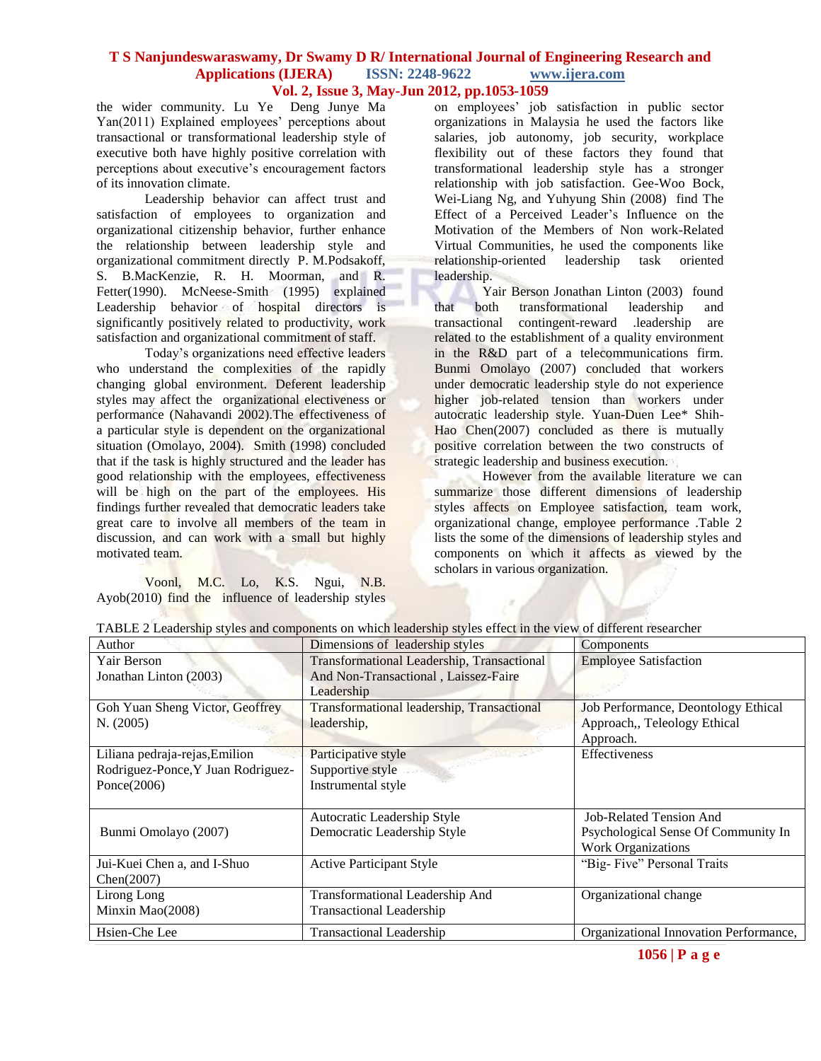the wider community. Lu Ye Deng Junye Ma Yan(2011) Explained employees' perceptions about transactional or transformational leadership style of executive both have highly positive correlation with perceptions about executive's encouragement factors of its innovation climate.

Leadership behavior can affect trust and satisfaction of employees to organization and organizational citizenship behavior, further enhance the relationship between leadership style and organizational commitment directly P. M.Podsakoff, S. B.MacKenzie, R. H. Moorman, and R. Fetter(1990). McNeese-Smith (1995) explained Leadership behavior of hospital directors is significantly positively related to productivity, work satisfaction and organizational commitment of staff.

Today's organizations need effective leaders who understand the complexities of the rapidly changing global environment. Deferent leadership styles may affect the organizational electiveness or performance (Nahavandi 2002).The effectiveness of a particular style is dependent on the organizational situation (Omolayo, 2004). Smith (1998) concluded that if the task is highly structured and the leader has good relationship with the employees, effectiveness will be high on the part of the employees. His findings further revealed that democratic leaders take great care to involve all members of the team in discussion, and can work with a small but highly motivated team.

Voonl, M.C. Lo, K.S. Ngui, N.B. Ayob(2010) find the influence of leadership styles on employees' job satisfaction in public sector organizations in Malaysia he used the factors like salaries, job autonomy, job security, workplace flexibility out of these factors they found that transformational leadership style has a stronger relationship with job satisfaction. Gee-Woo Bock, Wei-Liang Ng, and Yuhyung Shin (2008) find The Effect of a Perceived Leader's Influence on the Motivation of the Members of Non work-Related Virtual Communities, he used the components like relationship-oriented leadership task oriented leadership.

Yair Berson Jonathan Linton (2003) found that both transformational leadership and transactional contingent-reward .leadership are related to the establishment of a quality environment in the R&D part of a telecommunications firm. Bunmi Omolayo (2007) concluded that workers under democratic leadership style do not experience higher job-related tension than workers under autocratic leadership style. Yuan-Duen Lee* Shih-Hao Chen(2007) concluded as there is mutually positive correlation between the two constructs of strategic leadership and business execution.

However from the available literature we can summarize those different dimensions of leadership styles affects on Employee satisfaction, team work, organizational change, employee performance .Table 2 lists the some of the dimensions of leadership styles and components on which it affects as viewed by the scholars in various organization.

TABLE 2 Leadership styles and components on which leadership styles effect in the view of different researcher

| Author | Dimensions of leadership styles | Components |
|---|---|---|
| Yair Berson Jonathan Linton (2003) | Transformational Leadership, Transactional And Non-Transactional , Laissez-Faire Leadership | Employee Satisfaction |
| Goh Yuan Sheng Victor, Geoffrey N. (2005) | Transformational leadership, Transactional leadership, | Job Performance, Deontology Ethical Approach,, Teleology Ethical Approach. |
| Liliana pedraja-rejas,Emilion Rodriguez-Ponce,Y Juan Rodriguez-Ponce(2006) | Participative style<br>Supportive style<br>Instrumental style | Effectiveness |
| Bunmi Omolayo (2007) | Autocratic Leadership Style<br>Democratic Leadership Style | Job-Related Tension And Psychological Sense Of Community In Work Organizations |
| Jui-Kuei Chen a, and I-Shuo Chen(2007) | Active Participant Style | "Big- Five" Personal Traits |
| Lirong Long Minxin Mao(2008) | Transformational Leadership And Transactional Leadership | Organizational change |
| Hsien-Che Lee | Transactional Leadership | Organizational Innovation Performance, |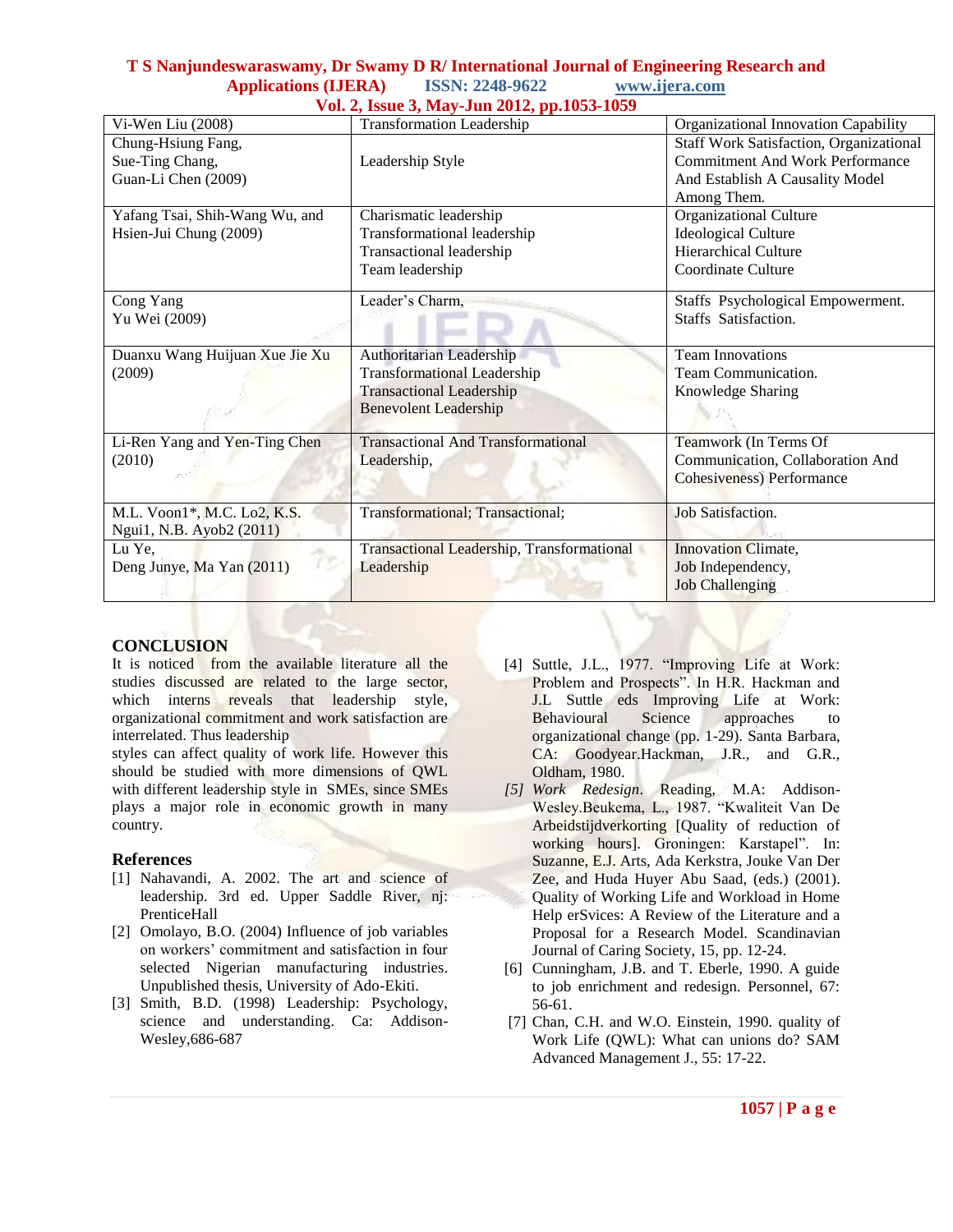| | | |
|---|---|---|
| Vi-Wen Liu (2008) | Transformation Leadership | Organizational Innovation Capability |
| Chung-Hsiung Fang, Sue-Ting Chang, Guan-Li Chen (2009) | Leadership Style | Staff Work Satisfaction, Organizational Commitment And Work Performance And Establish A Causality Model Among Them. |
| Yafang Tsai, Shih-Wang Wu, and Hsien-Jui Chung (2009) | Charismatic leadership<br>Transformational leadership<br>Transactional leadership<br>Team leadership | Organizational Culture<br>Ideological Culture<br>Hierarchical Culture<br>Coordinate Culture |
| Cong Yang<br>Yu Wei (2009) | Leader's Charm, | Staffs Psychological Empowerment.<br>Staffs Satisfaction. |
| Duanxu Wang Huijuan Xue Jie Xu (2009) | Authoritarian Leadership<br>Transformational Leadership<br>Transactional Leadership<br>Benevolent Leadership | Team Innovations<br>Team Communication.<br>Knowledge Sharing |
| Li-Ren Yang and Yen-Ting Chen (2010) | Transactional And Transformational Leadership, | Teamwork (In Terms Of Communication, Collaboration And Cohesiveness) Performance |
| M.L. Voon1*, M.C. Lo2, K.S. Ngui1, N.B. Ayob2 (2011) | Transformational; Transactional; | Job Satisfaction. |
| Lu Ye,<br>Deng Junye, Ma Yan (2011) | Transactional Leadership, Transformational Leadership | Innovation Climate,<br>Job Independency,<br>Job Challenging |

## CONCLUSION

It is noticed from the available literature all the studies discussed are related to the large sector, which interns reveals that leadership style, organizational commitment and work satisfaction are interrelated. Thus leadership styles can affect quality of work life. However this should be studied with more dimensions of QWL with different leadership style in SMEs, since SMEs plays a major role in economic growth in many country.

## References

[1] Nahavandi, A. 2002. The art and science of leadership. 3rd ed. Upper Saddle River, nj: PrenticeHall

[2] Omolayo, B.O. (2004) Influence of job variables on workers' commitment and satisfaction in four selected Nigerian manufacturing industries. Unpublished thesis, University of Ado-Ekiti.

[3] Smith, B.D. (1998) Leadership: Psychology, science and understanding. Ca: Addison-Wesley,686-687

[4] Suttle, J.L., 1977. "Improving Life at Work: Problem and Prospects". In H.R. Hackman and J.L Suttle eds Improving Life at Work: Behavioural Science approaches to organizational change (pp. 1-29). Santa Barbara, CA: Goodyear.Hackman, J.R., and G.R., Oldham, 1980.

*[5] Work Redesign*. Reading, M.A: Addison-Wesley.Beukema, L., 1987. "Kwaliteit Van De Arbeidstijdverkorting [Quality of reduction of working hours]. Groningen: Karstapel". In: Suzanne, E.J. Arts, Ada Kerkstra, Jouke Van Der Zee, and Huda Huyer Abu Saad, (eds.) (2001). Quality of Working Life and Workload in Home Help erSvices: A Review of the Literature and a Proposal for a Research Model. Scandinavian Journal of Caring Society, 15, pp. 12-24.

[6] Cunningham, J.B. and T. Eberle, 1990. A guide to job enrichment and redesign. Personnel, 67: 56-61.

[7] Chan, C.H. and W.O. Einstein, 1990. quality of Work Life (QWL): What can unions do? SAM Advanced Management J., 55: 17-22.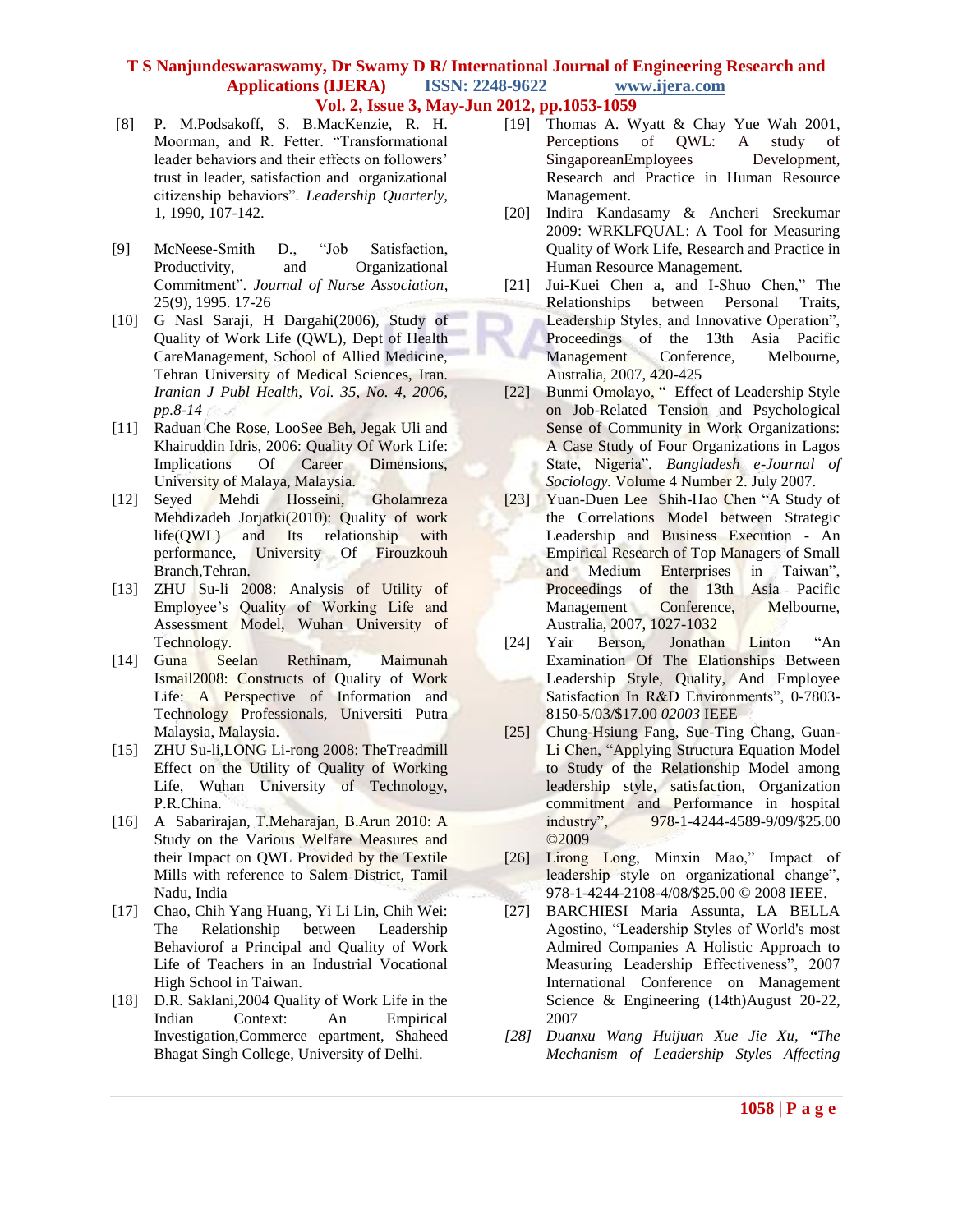[8] P. M.Podsakoff, S. B.MacKenzie, R. H. Moorman, and R. Fetter. "Transformational leader behaviors and their effects on followers' trust in leader, satisfaction and organizational citizenship behaviors". *Leadership Quarterly,* 1, 1990, 107-142.

[9] McNeese-Smith D., "Job Satisfaction, Productivity, and Organizational Commitment". *Journal of Nurse Association*, 25(9), 1995. 17-26

[10] G Nasl Saraji, H Dargahi(2006), Study of Quality of Work Life (QWL), Dept of Health CareManagement, School of Allied Medicine, Tehran University of Medical Sciences, Iran. *Iranian J Publ Health, Vol. 35, No. 4, 2006, pp.8-14*

[11] Raduan Che Rose, LooSee Beh, Jegak Uli and Khairuddin Idris, 2006: Quality Of Work Life: Implications Of Career Dimensions, University of Malaya, Malaysia.

[12] Seyed Mehdi Hosseini, Gholamreza Mehdizadeh Jorjatki(2010): Quality of work life(QWL) and Its relationship with performance, University Of Firouzkouh Branch,Tehran.

[13] ZHU Su-li 2008: Analysis of Utility of Employee's Quality of Working Life and Assessment Model, Wuhan University of Technology.

[14] Guna Seelan Rethinam, Maimunah Ismail2008: Constructs of Quality of Work Life: A Perspective of Information and Technology Professionals, Universiti Putra Malaysia, Malaysia.

[15] ZHU Su-li,LONG Li-rong 2008: TheTreadmill Effect on the Utility of Quality of Working Life, Wuhan University of Technology, P.R.China.

[16] A Sabarirajan, T.Meharajan, B.Arun 2010: A Study on the Various Welfare Measures and their Impact on QWL Provided by the Textile Mills with reference to Salem District, Tamil Nadu, India

[17] Chao, Chih Yang Huang, Yi Li Lin, Chih Wei: The Relationship between Leadership Behaviorof a Principal and Quality of Work Life of Teachers in an Industrial Vocational High School in Taiwan.

[18] D.R. Saklani,2004 Quality of Work Life in the Indian Context: An Empirical Investigation,Commerce epartment, Shaheed Bhagat Singh College, University of Delhi.

[19] Thomas A. Wyatt & Chay Yue Wah 2001, Perceptions of QWL: A study of SingaporeanEmployees Development, Research and Practice in Human Resource Management.

[20] Indira Kandasamy & Ancheri Sreekumar 2009: WRKLFQUAL: A Tool for Measuring Quality of Work Life, Research and Practice in Human Resource Management.

[21] Jui-Kuei Chen a, and I-Shuo Chen," The Relationships between Personal Traits, Leadership Styles, and Innovative Operation", Proceedings of the 13th Asia Pacific Management Conference, Melbourne, Australia, 2007, 420-425

[22] Bunmi Omolayo, " Effect of Leadership Style on Job-Related Tension and Psychological Sense of Community in Work Organizations: A Case Study of Four Organizations in Lagos State, Nigeria", *Bangladesh e-Journal of Sociology.* Volume 4 Number 2. July 2007.

[23] Yuan-Duen Lee Shih-Hao Chen "A Study of the Correlations Model between Strategic Leadership and Business Execution - An Empirical Research of Top Managers of Small and Medium Enterprises in Taiwan", Proceedings of the 13th Asia Pacific Management Conference, Melbourne, Australia, 2007, 1027-1032

[24] Yair Berson, Jonathan Linton "An Examination Of The Elationships Between Leadership Style, Quality, And Employee Satisfaction In R&D Environments", 0-7803-8150-5/03/$17.00 *02003* IEEE

[25] Chung-Hsiung Fang, Sue-Ting Chang, Guan-Li Chen, "Applying Structura Equation Model to Study of the Relationship Model among leadership style, satisfaction, Organization commitment and Performance in hospital industry", 978-1-4244-4589-9/09/$25.00 ©2009

[26] Lirong Long, Minxin Mao," Impact of leadership style on organizational change", 978-1-4244-2108-4/08/$25.00 © 2008 IEEE.

[27] BARCHIESI Maria Assunta, LA BELLA Agostino, "Leadership Styles of World's most Admired Companies A Holistic Approach to Measuring Leadership Effectiveness", 2007 International Conference on Management Science & Engineering (14th)August 20-22, 2007

*[28] Duanxu Wang Huijuan Xue Jie Xu, **"**The Mechanism of Leadership Styles Affecting*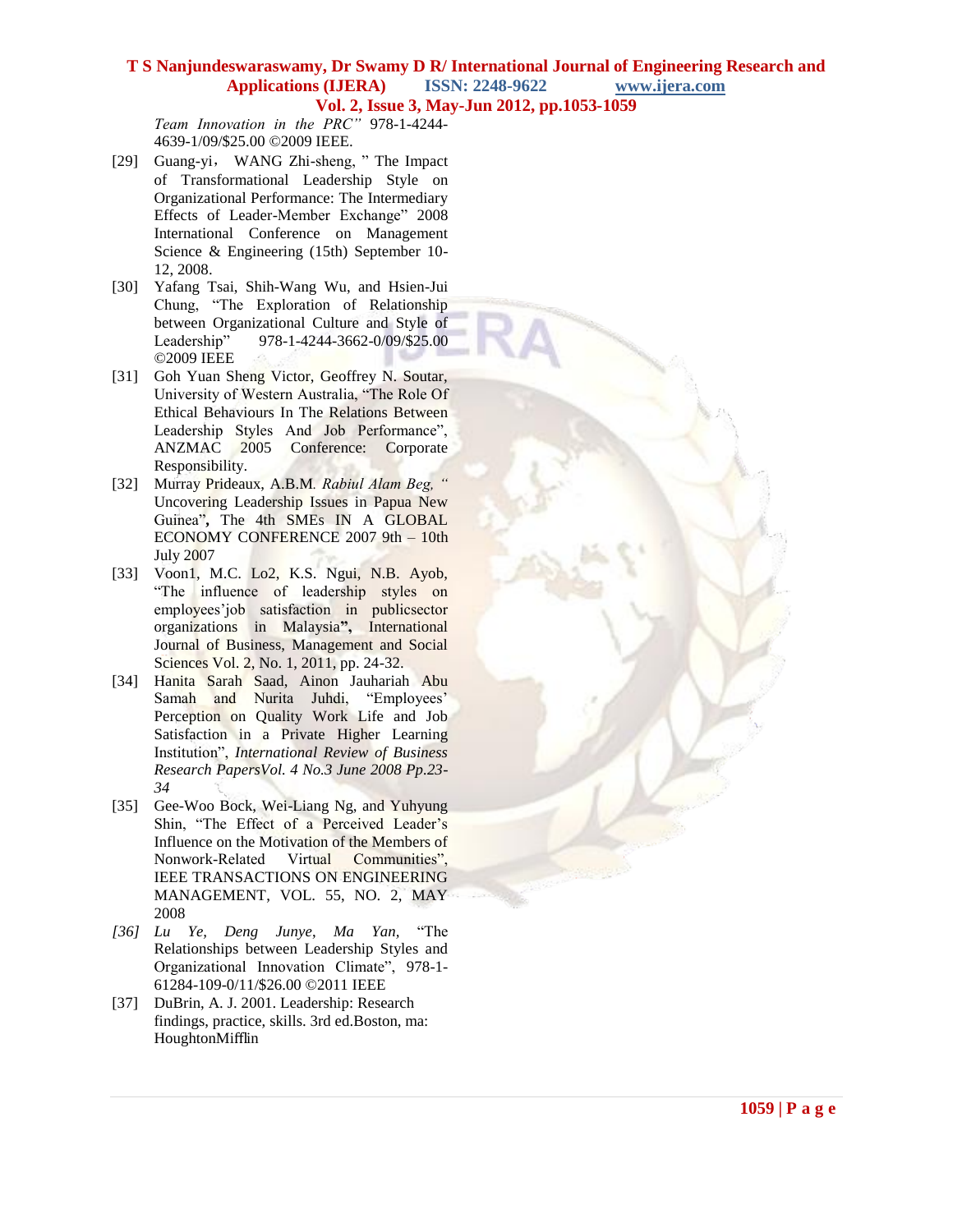*Team Innovation in the PRC"* 978-1-4244-4639-1/09/$25.00 ©2009 IEEE.

[29] Guang-yi，WANG Zhi-sheng, " The Impact of Transformational Leadership Style on Organizational Performance: The Intermediary Effects of Leader-Member Exchange" 2008 International Conference on Management Science & Engineering (15th) September 10-12, 2008.

[30] Yafang Tsai, Shih-Wang Wu, and Hsien-Jui Chung, "The Exploration of Relationship between Organizational Culture and Style of Leadership" 978-1-4244-3662-0/09/$25.00 ©2009 IEEE

[31] Goh Yuan Sheng Victor, Geoffrey N. Soutar, University of Western Australia, "The Role Of Ethical Behaviours In The Relations Between Leadership Styles And Job Performance", ANZMAC 2005 Conference: Corporate Responsibility.

[32] Murray Prideaux, A.B.M. *Rabiul Alam Beg, "* Uncovering Leadership Issues in Papua New Guinea"**,** The 4th SMEs IN A GLOBAL ECONOMY CONFERENCE 2007 9th – 10th July 2007

[33] Voon1, M.C. Lo2, K.S. Ngui, N.B. Ayob, "The influence of leadership styles on employees'job satisfaction in publicsector organizations in Malaysia**",** International Journal of Business, Management and Social Sciences Vol. 2, No. 1, 2011, pp. 24-32.

[34] Hanita Sarah Saad, Ainon Jauhariah Abu Samah and Nurita Juhdi, "Employees' Perception on Quality Work Life and Job Satisfaction in a Private Higher Learning Institution", *International Review of Business Research PapersVol. 4 No.3 June 2008 Pp.23-34*

[35] Gee-Woo Bock, Wei-Liang Ng, and Yuhyung Shin, "The Effect of a Perceived Leader's Influence on the Motivation of the Members of Nonwork-Related Virtual Communities", IEEE TRANSACTIONS ON ENGINEERING MANAGEMENT, VOL. 55, NO. 2, MAY 2008

*[36] Lu Ye, Deng Junye, Ma Yan,* "The Relationships between Leadership Styles and Organizational Innovation Climate", 978-1-61284-109-0/11/$26.00 ©2011 IEEE

[37] DuBrin, A. J. 2001. Leadership: Research findings, practice, skills. 3rd ed.Boston, ma: HoughtonMifflin